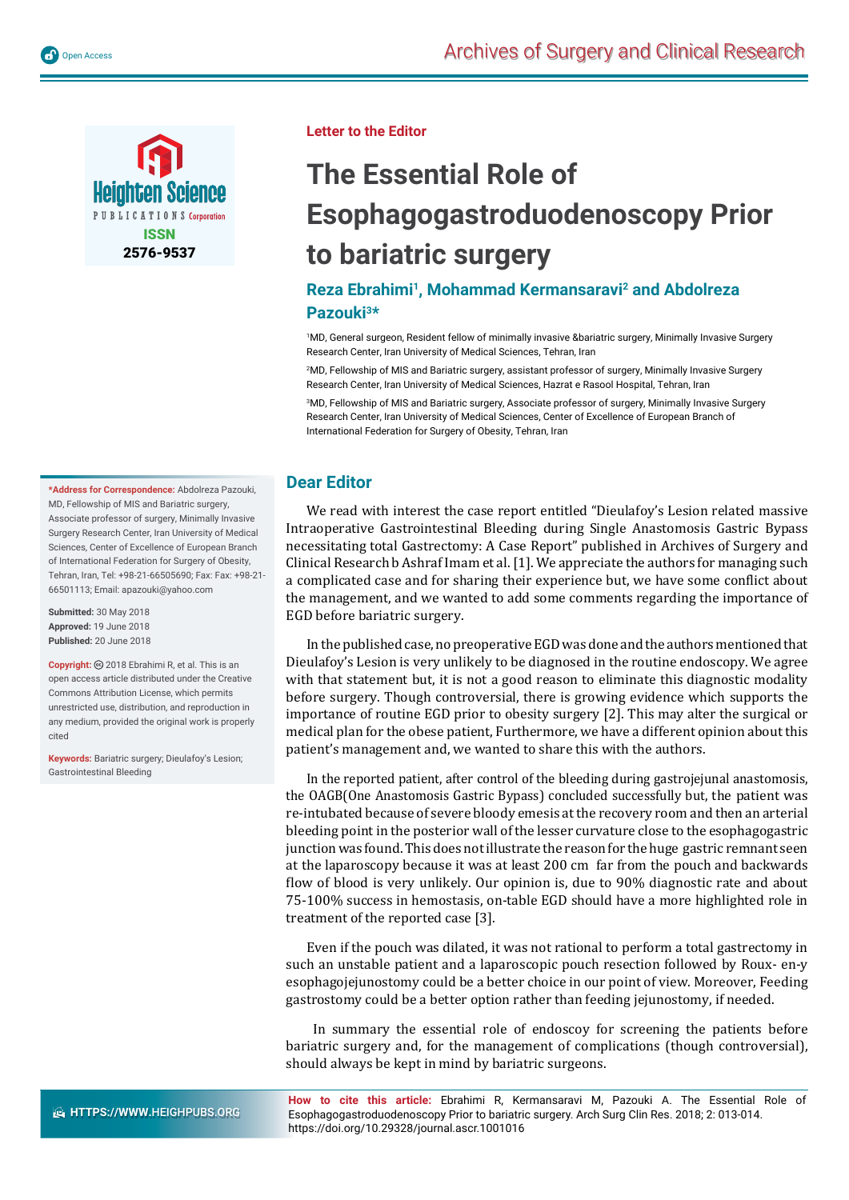Letter to the Editor

# The Essential Role of Esophagogastroduodenoscopy Prior to bariatric surgery

**Reza Ebrahimi[1], Mohammad Kermansaravi[2] and Abdolreza Pazouki[3]***

[1]MD, General surgeon, Resident fellow of minimally invasive &bariatric surgery, Minimally Invasive Surgery Research Center, Iran University of Medical Sciences, Tehran, Iran

[2]MD, Fellowship of MIS and Bariatric surgery, assistant professor of surgery, Minimally Invasive Surgery Research Center, Iran University of Medical Sciences, Hazrat e Rasool Hospital, Tehran, Iran

[3]MD, Fellowship of MIS and Bariatric surgery, Associate professor of surgery, Minimally Invasive Surgery Research Center, Iran University of Medical Sciences, Center of Excellence of European Branch of International Federation for Surgery of Obesity, Tehran, Iran

**\*Address for Correspondence:** Abdolreza Pazouki, MD, Fellowship of MIS and Bariatric surgery, Associate professor of surgery, Minimally Invasive Surgery Research Center, Iran University of Medical Sciences, Center of Excellence of European Branch of International Federation for Surgery of Obesity, Tehran, Iran, Tel: +98-21-66505690; Fax: Fax: +98-21-66501113; Email: apazouki@yahoo.com

**Submitted:** 30 May 2018
**Approved:** 19 June 2018
**Published:** 20 June 2018

**Copyright:** © 2018 Ebrahimi R, et al. This is an open access article distributed under the Creative Commons Attribution License, which permits unrestricted use, distribution, and reproduction in any medium, provided the original work is properly cited

**Keywords:** Bariatric surgery; Dieulafoy's Lesion; Gastrointestinal Bleeding

## Dear Editor

We read with interest the case report entitled "Dieulafoy's Lesion related massive Intraoperative Gastrointestinal Bleeding during Single Anastomosis Gastric Bypass necessitating total Gastrectomy: A Case Report" published in Archives of Surgery and Clinical Research b Ashraf Imam et al. [1]. We appreciate the authors for managing such a complicated case and for sharing their experience but, we have some conflict about the management, and we wanted to add some comments regarding the importance of EGD before bariatric surgery.

In the published case, no preoperative EGD was done and the authors mentioned that Dieulafoy's Lesion is very unlikely to be diagnosed in the routine endoscopy. We agree with that statement but, it is not a good reason to eliminate this diagnostic modality before surgery. Though controversial, there is growing evidence which supports the importance of routine EGD prior to obesity surgery [2]. This may alter the surgical or medical plan for the obese patient, Furthermore, we have a different opinion about this patient's management and, we wanted to share this with the authors.

In the reported patient, after control of the bleeding during gastrojejunal anastomosis, the OAGB(One Anastomosis Gastric Bypass) concluded successfully but, the patient was re-intubated because of severe bloody emesis at the recovery room and then an arterial bleeding point in the posterior wall of the lesser curvature close to the esophagogastric junction was found. This does not illustrate the reason for the huge gastric remnant seen at the laparoscopy because it was at least 200 cm far from the pouch and backwards flow of blood is very unlikely. Our opinion is, due to 90% diagnostic rate and about 75-100% success in hemostasis, on-table EGD should have a more highlighted role in treatment of the reported case [3].

Even if the pouch was dilated, it was not rational to perform a total gastrectomy in such an unstable patient and a laparoscopic pouch resection followed by Roux- en-y esophagojejunostomy could be a better choice in our point of view. Moreover, Feeding gastrostomy could be a better option rather than feeding jejunostomy, if needed.

In summary the essential role of endoscoy for screening the patients before bariatric surgery and, for the management of complications (though controversial), should always be kept in mind by bariatric surgeons.

**How to cite this article:** Ebrahimi R, Kermansaravi M, Pazouki A. The Essential Role of Esophagogastroduodenoscopy Prior to bariatric surgery. Arch Surg Clin Res. 2018; 2: 013-014. https://doi.org/10.29328/journal.ascr.1001016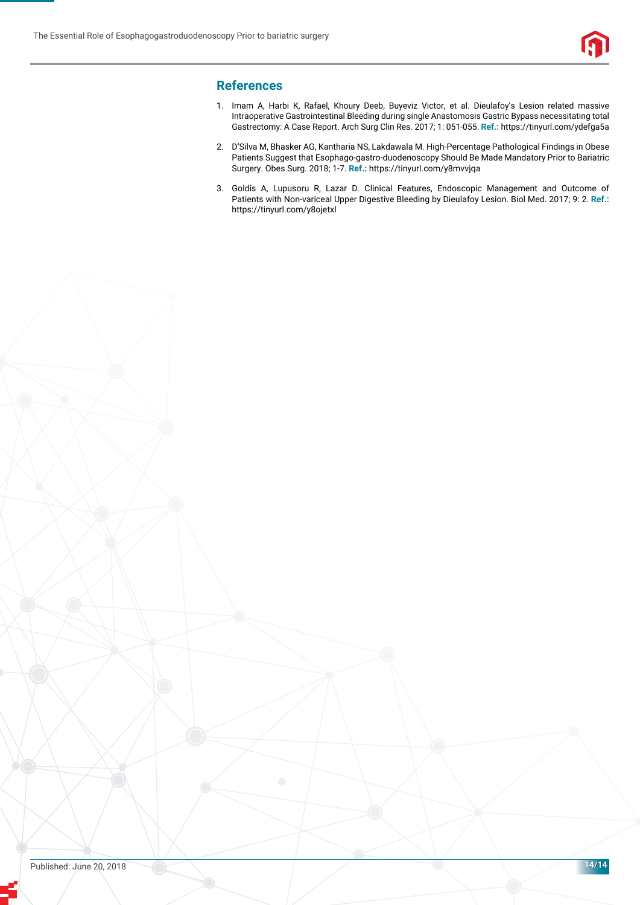## References

1. Imam A, Harbi K, Rafael, Khoury Deeb, Buyeviz Victor, et al. Dieulafoy's Lesion related massive Intraoperative Gastrointestinal Bleeding during single Anastomosis Gastric Bypass necessitating total Gastrectomy: A Case Report. Arch Surg Clin Res. 2017; 1: 051-055. **Ref.:** https://tinyurl.com/ydefga5a

2. D'Silva M, Bhasker AG, Kantharia NS, Lakdawala M. High-Percentage Pathological Findings in Obese Patients Suggest that Esophago-gastro-duodenoscopy Should Be Made Mandatory Prior to Bariatric Surgery. Obes Surg. 2018; 1-7. **Ref.:** https://tinyurl.com/y8mvvjqa

3. Goldis A, Lupusoru R, Lazar D. Clinical Features, Endoscopic Management and Outcome of Patients with Non-variceal Upper Digestive Bleeding by Dieulafoy Lesion. Biol Med. 2017; 9: 2. **Ref.:** https://tinyurl.com/y8ojetxl

Published: June 20, 2018